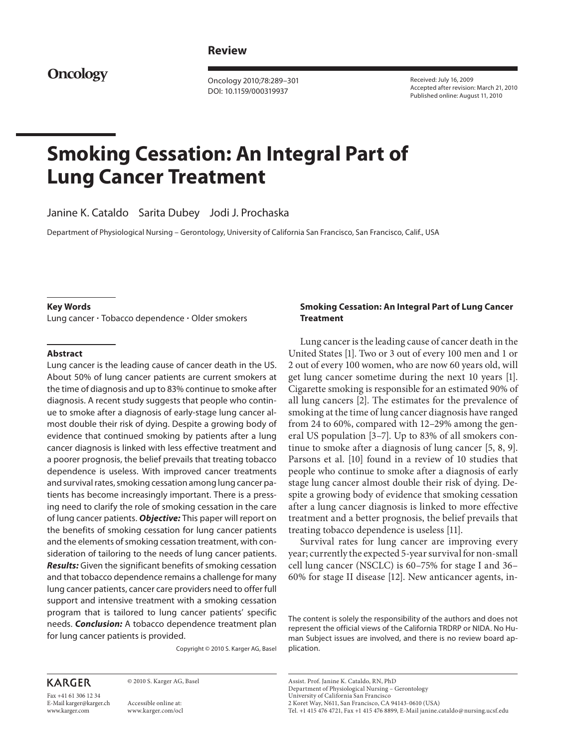**Review**

**Oncology**

Oncology 2010;78:289–301
DOI: 10.1159/000319937

Received: July 16, 2009
Accepted after revision: March 21, 2010
Published online: August 11, 2010

# Smoking Cessation: An Integral Part of Lung Cancer Treatment

Janine K. Cataldo Sarita Dubey Jodi J. Prochaska

Department of Physiological Nursing – Gerontology, University of California San Francisco, San Francisco, Calif., USA

**Key Words**

Lung cancer · Tobacco dependence · Older smokers

**Abstract**

Lung cancer is the leading cause of cancer death in the US. About 50% of lung cancer patients are current smokers at the time of diagnosis and up to 83% continue to smoke after diagnosis. A recent study suggests that people who continue to smoke after a diagnosis of early-stage lung cancer almost double their risk of dying. Despite a growing body of evidence that continued smoking by patients after a lung cancer diagnosis is linked with less effective treatment and a poorer prognosis, the belief prevails that treating tobacco dependence is useless. With improved cancer treatments and survival rates, smoking cessation among lung cancer patients has become increasingly important. There is a pressing need to clarify the role of smoking cessation in the care of lung cancer patients. ***Objective:*** This paper will report on the benefits of smoking cessation for lung cancer patients and the elements of smoking cessation treatment, with consideration of tailoring to the needs of lung cancer patients. ***Results:*** Given the significant benefits of smoking cessation and that tobacco dependence remains a challenge for many lung cancer patients, cancer care providers need to offer full support and intensive treatment with a smoking cessation program that is tailored to lung cancer patients' specific needs. ***Conclusion:*** A tobacco dependence treatment plan for lung cancer patients is provided.

Copyright © 2010 S. Karger AG, Basel

## Smoking Cessation: An Integral Part of Lung Cancer Treatment

Lung cancer is the leading cause of cancer death in the United States [1]. Two or 3 out of every 100 men and 1 or 2 out of every 100 women, who are now 60 years old, will get lung cancer sometime during the next 10 years [1]. Cigarette smoking is responsible for an estimated 90% of all lung cancers [2]. The estimates for the prevalence of smoking at the time of lung cancer diagnosis have ranged from 24 to 60%, compared with 12–29% among the general US population [3–7]. Up to 83% of all smokers continue to smoke after a diagnosis of lung cancer [5, 8, 9]. Parsons et al. [10] found in a review of 10 studies that people who continue to smoke after a diagnosis of early stage lung cancer almost double their risk of dying. Despite a growing body of evidence that smoking cessation after a lung cancer diagnosis is linked to more effective treatment and a better prognosis, the belief prevails that treating tobacco dependence is useless [11].

Survival rates for lung cancer are improving every year; currently the expected 5-year survival for non-small cell lung cancer (NSCLC) is 60–75% for stage I and 36–60% for stage II disease [12]. New anticancer agents, in-

The content is solely the responsibility of the authors and does not represent the official views of the California TRDRP or NIDA. No Human Subject issues are involved, and there is no review board application.

KARGER

Fax +41 61 306 12 34
E-Mail karger@karger.ch
www.karger.com

© 2010 S. Karger AG, Basel

Accessible online at:
www.karger.com/ocl

Assist. Prof. Janine K. Cataldo, RN, PhD
Department of Physiological Nursing – Gerontology
University of California San Francisco
2 Koret Way, N611, San Francisco, CA 94143-0610 (USA)
Tel. +1 415 476 4721, Fax +1 415 476 8899, E-Mail janine.cataldo@nursing.ucsf.edu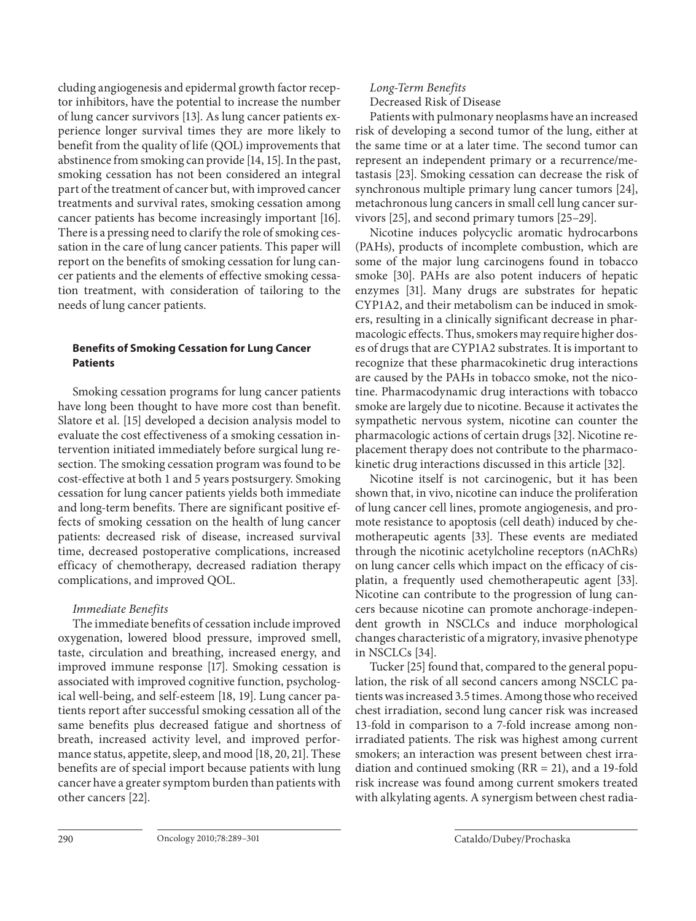cluding angiogenesis and epidermal growth factor receptor inhibitors, have the potential to increase the number of lung cancer survivors [13]. As lung cancer patients experience longer survival times they are more likely to benefit from the quality of life (QOL) improvements that abstinence from smoking can provide [14, 15]. In the past, smoking cessation has not been considered an integral part of the treatment of cancer but, with improved cancer treatments and survival rates, smoking cessation among cancer patients has become increasingly important [16]. There is a pressing need to clarify the role of smoking cessation in the care of lung cancer patients. This paper will report on the benefits of smoking cessation for lung cancer patients and the elements of effective smoking cessation treatment, with consideration of tailoring to the needs of lung cancer patients.

## Benefits of Smoking Cessation for Lung Cancer Patients

Smoking cessation programs for lung cancer patients have long been thought to have more cost than benefit. Slatore et al. [15] developed a decision analysis model to evaluate the cost effectiveness of a smoking cessation intervention initiated immediately before surgical lung resection. The smoking cessation program was found to be cost-effective at both 1 and 5 years postsurgery. Smoking cessation for lung cancer patients yields both immediate and long-term benefits. There are significant positive effects of smoking cessation on the health of lung cancer patients: decreased risk of disease, increased survival time, decreased postoperative complications, increased efficacy of chemotherapy, decreased radiation therapy complications, and improved QOL.

### *Immediate Benefits*

The immediate benefits of cessation include improved oxygenation, lowered blood pressure, improved smell, taste, circulation and breathing, increased energy, and improved immune response [17]. Smoking cessation is associated with improved cognitive function, psychological well-being, and self-esteem [18, 19]. Lung cancer patients report after successful smoking cessation all of the same benefits plus decreased fatigue and shortness of breath, increased activity level, and improved performance status, appetite, sleep, and mood [18, 20, 21]. These benefits are of special import because patients with lung cancer have a greater symptom burden than patients with other cancers [22].

### *Long-Term Benefits*

Decreased Risk of Disease

Patients with pulmonary neoplasms have an increased risk of developing a second tumor of the lung, either at the same time or at a later time. The second tumor can represent an independent primary or a recurrence/metastasis [23]. Smoking cessation can decrease the risk of synchronous multiple primary lung cancer tumors [24], metachronous lung cancers in small cell lung cancer survivors [25], and second primary tumors [25–29].

Nicotine induces polycyclic aromatic hydrocarbons (PAHs), products of incomplete combustion, which are some of the major lung carcinogens found in tobacco smoke [30]. PAHs are also potent inducers of hepatic enzymes [31]. Many drugs are substrates for hepatic CYP1A2, and their metabolism can be induced in smokers, resulting in a clinically significant decrease in pharmacologic effects. Thus, smokers may require higher doses of drugs that are CYP1A2 substrates. It is important to recognize that these pharmacokinetic drug interactions are caused by the PAHs in tobacco smoke, not the nicotine. Pharmacodynamic drug interactions with tobacco smoke are largely due to nicotine. Because it activates the sympathetic nervous system, nicotine can counter the pharmacologic actions of certain drugs [32]. Nicotine replacement therapy does not contribute to the pharmacokinetic drug interactions discussed in this article [32].

Nicotine itself is not carcinogenic, but it has been shown that, in vivo, nicotine can induce the proliferation of lung cancer cell lines, promote angiogenesis, and promote resistance to apoptosis (cell death) induced by chemotherapeutic agents [33]. These events are mediated through the nicotinic acetylcholine receptors (nAChRs) on lung cancer cells which impact on the efficacy of cisplatin, a frequently used chemotherapeutic agent [33]. Nicotine can contribute to the progression of lung cancers because nicotine can promote anchorage-independent growth in NSCLCs and induce morphological changes characteristic of a migratory, invasive phenotype in NSCLCs [34].

Tucker [25] found that, compared to the general population, the risk of all second cancers among NSCLC patients was increased 3.5 times. Among those who received chest irradiation, second lung cancer risk was increased 13-fold in comparison to a 7-fold increase among nonirradiated patients. The risk was highest among current smokers; an interaction was present between chest irradiation and continued smoking (RR = 21), and a 19-fold risk increase was found among current smokers treated with alkylating agents. A synergism between chest radia-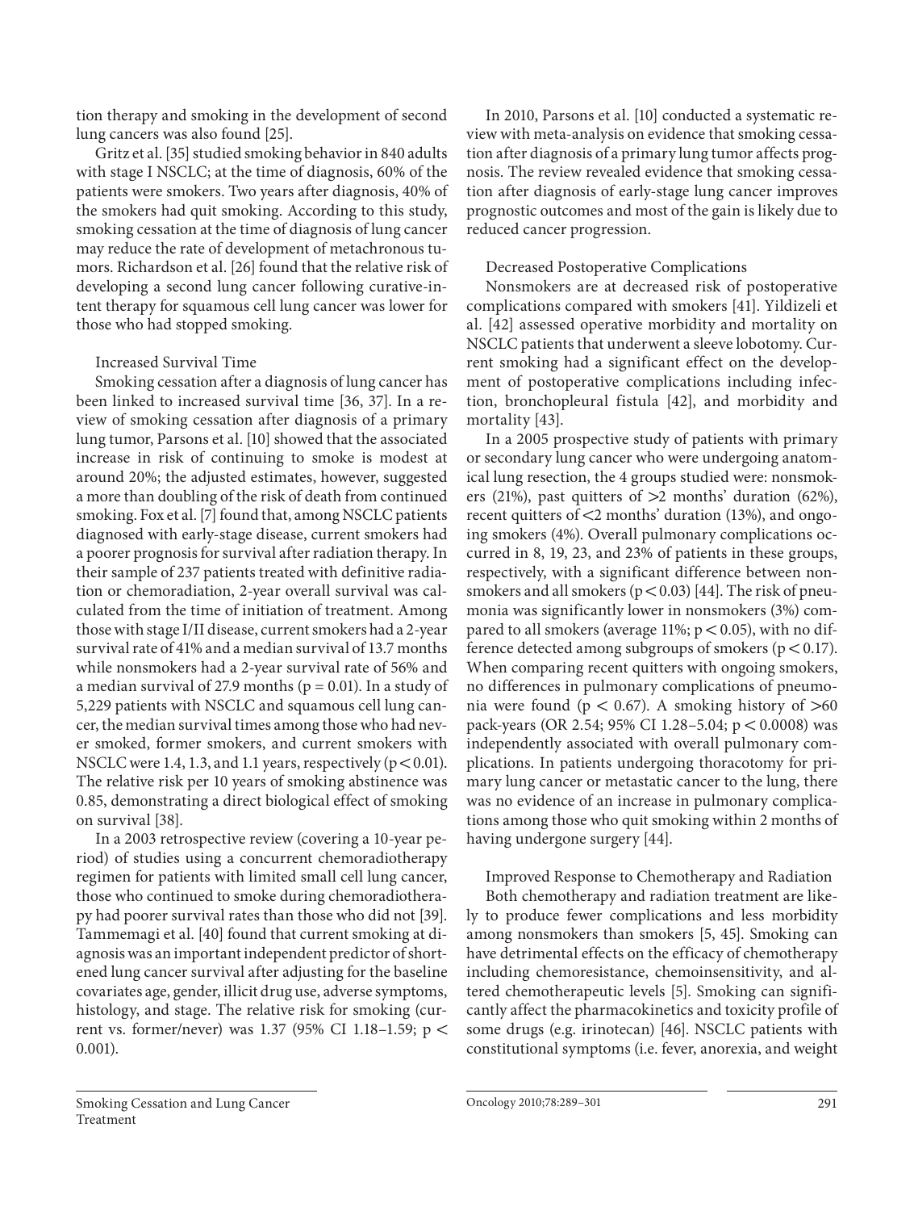tion therapy and smoking in the development of second lung cancers was also found [25].

Gritz et al. [35] studied smoking behavior in 840 adults with stage I NSCLC; at the time of diagnosis, 60% of the patients were smokers. Two years after diagnosis, 40% of the smokers had quit smoking. According to this study, smoking cessation at the time of diagnosis of lung cancer may reduce the rate of development of metachronous tumors. Richardson et al. [26] found that the relative risk of developing a second lung cancer following curative-intent therapy for squamous cell lung cancer was lower for those who had stopped smoking.

### Increased Survival Time

Smoking cessation after a diagnosis of lung cancer has been linked to increased survival time [36, 37]. In a review of smoking cessation after diagnosis of a primary lung tumor, Parsons et al. [10] showed that the associated increase in risk of continuing to smoke is modest at around 20%; the adjusted estimates, however, suggested a more than doubling of the risk of death from continued smoking. Fox et al. [7] found that, among NSCLC patients diagnosed with early-stage disease, current smokers had a poorer prognosis for survival after radiation therapy. In their sample of 237 patients treated with definitive radiation or chemoradiation, 2-year overall survival was calculated from the time of initiation of treatment. Among those with stage I/II disease, current smokers had a 2-year survival rate of 41% and a median survival of 13.7 months while nonsmokers had a 2-year survival rate of 56% and a median survival of 27.9 months ($p = 0.01$). In a study of 5,229 patients with NSCLC and squamous cell lung cancer, the median survival times among those who had never smoked, former smokers, and current smokers with NSCLC were 1.4, 1.3, and 1.1 years, respectively ($p < 0.01$). The relative risk per 10 years of smoking abstinence was 0.85, demonstrating a direct biological effect of smoking on survival [38].

In a 2003 retrospective review (covering a 10-year period) of studies using a concurrent chemoradiotherapy regimen for patients with limited small cell lung cancer, those who continued to smoke during chemoradiotherapy had poorer survival rates than those who did not [39]. Tammemagi et al. [40] found that current smoking at diagnosis was an important independent predictor of shortened lung cancer survival after adjusting for the baseline covariates age, gender, illicit drug use, adverse symptoms, histology, and stage. The relative risk for smoking (current vs. former/never) was 1.37 (95% CI 1.18–1.59; $p < 0.001$).

In 2010, Parsons et al. [10] conducted a systematic review with meta-analysis on evidence that smoking cessation after diagnosis of a primary lung tumor affects prognosis. The review revealed evidence that smoking cessation after diagnosis of early-stage lung cancer improves prognostic outcomes and most of the gain is likely due to reduced cancer progression.

### Decreased Postoperative Complications

Nonsmokers are at decreased risk of postoperative complications compared with smokers [41]. Yildizeli et al. [42] assessed operative morbidity and mortality on NSCLC patients that underwent a sleeve lobotomy. Current smoking had a significant effect on the development of postoperative complications including infection, bronchopleural fistula [42], and morbidity and mortality [43].

In a 2005 prospective study of patients with primary or secondary lung cancer who were undergoing anatomical lung resection, the 4 groups studied were: nonsmokers (21%), past quitters of >2 months' duration (62%), recent quitters of <2 months' duration (13%), and ongoing smokers (4%). Overall pulmonary complications occurred in 8, 19, 23, and 23% of patients in these groups, respectively, with a significant difference between nonsmokers and all smokers ($p < 0.03$) [44]. The risk of pneumonia was significantly lower in nonsmokers (3%) compared to all smokers (average 11%; $p < 0.05$), with no difference detected among subgroups of smokers ($p < 0.17$). When comparing recent quitters with ongoing smokers, no differences in pulmonary complications of pneumonia were found ($p < 0.67$). A smoking history of >60 pack-years (OR 2.54; 95% CI 1.28–5.04; $p < 0.0008$) was independently associated with overall pulmonary complications. In patients undergoing thoracotomy for primary lung cancer or metastatic cancer to the lung, there was no evidence of an increase in pulmonary complications among those who quit smoking within 2 months of having undergone surgery [44].

### Improved Response to Chemotherapy and Radiation

Both chemotherapy and radiation treatment are likely to produce fewer complications and less morbidity among nonsmokers than smokers [5, 45]. Smoking can have detrimental effects on the efficacy of chemotherapy including chemoresistance, chemoinsensitivity, and altered chemotherapeutic levels [5]. Smoking can significantly affect the pharmacokinetics and toxicity profile of some drugs (e.g. irinotecan) [46]. NSCLC patients with constitutional symptoms (i.e. fever, anorexia, and weight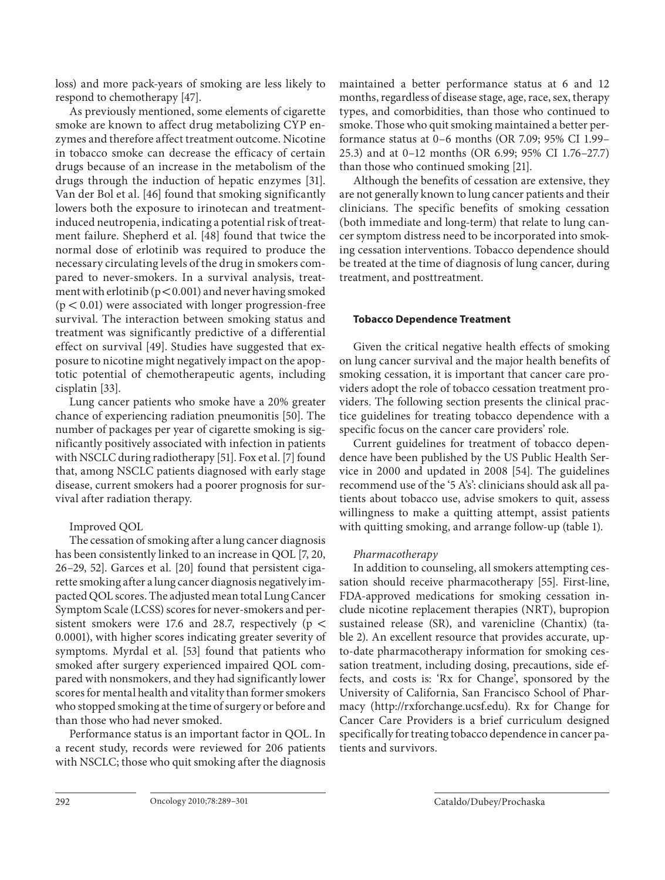loss) and more pack-years of smoking are less likely to respond to chemotherapy [47].

As previously mentioned, some elements of cigarette smoke are known to affect drug metabolizing CYP enzymes and therefore affect treatment outcome. Nicotine in tobacco smoke can decrease the efficacy of certain drugs because of an increase in the metabolism of the drugs through the induction of hepatic enzymes [31]. Van der Bol et al. [46] found that smoking significantly lowers both the exposure to irinotecan and treatment-induced neutropenia, indicating a potential risk of treatment failure. Shepherd et al. [48] found that twice the normal dose of erlotinib was required to produce the necessary circulating levels of the drug in smokers compared to never-smokers. In a survival analysis, treatment with erlotinib ($p < 0.001$) and never having smoked ($p < 0.01$) were associated with longer progression-free survival. The interaction between smoking status and treatment was significantly predictive of a differential effect on survival [49]. Studies have suggested that exposure to nicotine might negatively impact on the apoptotic potential of chemotherapeutic agents, including cisplatin [33].

Lung cancer patients who smoke have a 20% greater chance of experiencing radiation pneumonitis [50]. The number of packages per year of cigarette smoking is significantly positively associated with infection in patients with NSCLC during radiotherapy [51]. Fox et al. [7] found that, among NSCLC patients diagnosed with early stage disease, current smokers had a poorer prognosis for survival after radiation therapy.

Improved QOL

The cessation of smoking after a lung cancer diagnosis has been consistently linked to an increase in QOL [7, 20, 26–29, 52]. Garces et al. [20] found that persistent cigarette smoking after a lung cancer diagnosis negatively impacted QOL scores. The adjusted mean total Lung Cancer Symptom Scale (LCSS) scores for never-smokers and persistent smokers were 17.6 and 28.7, respectively ($p < 0.0001$), with higher scores indicating greater severity of symptoms. Myrdal et al. [53] found that patients who smoked after surgery experienced impaired QOL compared with nonsmokers, and they had significantly lower scores for mental health and vitality than former smokers who stopped smoking at the time of surgery or before and than those who had never smoked.

Performance status is an important factor in QOL. In a recent study, records were reviewed for 206 patients with NSCLC; those who quit smoking after the diagnosis maintained a better performance status at 6 and 12 months, regardless of disease stage, age, race, sex, therapy types, and comorbidities, than those who continued to smoke. Those who quit smoking maintained a better performance status at 0–6 months (OR 7.09; 95% CI 1.99–25.3) and at 0–12 months (OR 6.99; 95% CI 1.76–27.7) than those who continued smoking [21].

Although the benefits of cessation are extensive, they are not generally known to lung cancer patients and their clinicians. The specific benefits of smoking cessation (both immediate and long-term) that relate to lung cancer symptom distress need to be incorporated into smoking cessation interventions. Tobacco dependence should be treated at the time of diagnosis of lung cancer, during treatment, and posttreatment.

## Tobacco Dependence Treatment

Given the critical negative health effects of smoking on lung cancer survival and the major health benefits of smoking cessation, it is important that cancer care providers adopt the role of tobacco cessation treatment providers. The following section presents the clinical practice guidelines for treating tobacco dependence with a specific focus on the cancer care providers' role.

Current guidelines for treatment of tobacco dependence have been published by the US Public Health Service in 2000 and updated in 2008 [54]. The guidelines recommend use of the '5 A's': clinicians should ask all patients about tobacco use, advise smokers to quit, assess willingness to make a quitting attempt, assist patients with quitting smoking, and arrange follow-up (table 1).

*Pharmacotherapy*

In addition to counseling, all smokers attempting cessation should receive pharmacotherapy [55]. First-line, FDA-approved medications for smoking cessation include nicotine replacement therapies (NRT), bupropion sustained release (SR), and varenicline (Chantix) (table 2). An excellent resource that provides accurate, up-to-date pharmacotherapy information for smoking cessation treatment, including dosing, precautions, side effects, and costs is: 'Rx for Change', sponsored by the University of California, San Francisco School of Pharmacy (http://rxforchange.ucsf.edu). Rx for Change for Cancer Care Providers is a brief curriculum designed specifically for treating tobacco dependence in cancer patients and survivors.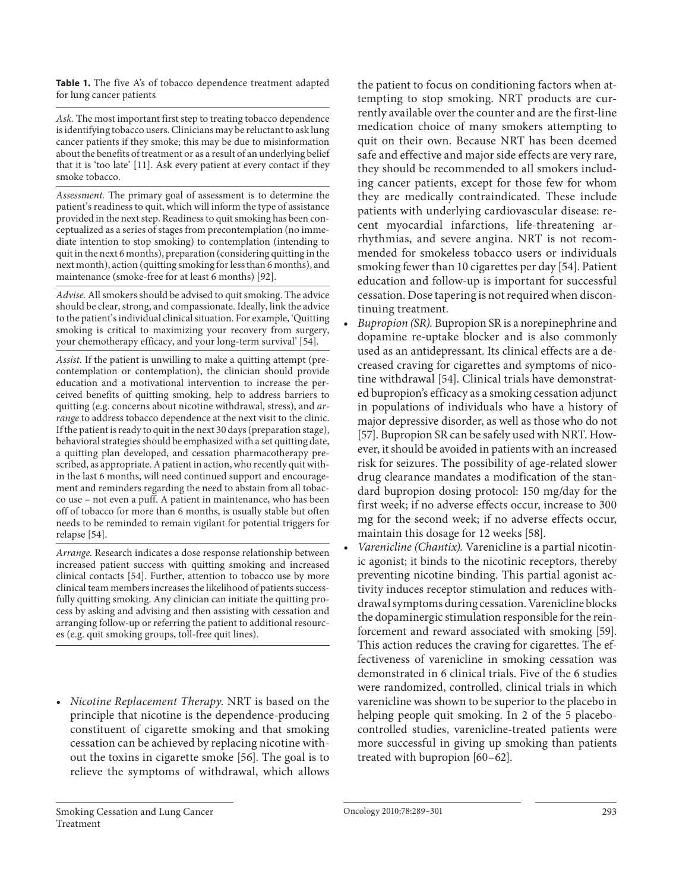**Table 1.** The five A's of tobacco dependence treatment adapted for lung cancer patients

*Ask.* The most important first step to treating tobacco dependence is identifying tobacco users. Clinicians may be reluctant to ask lung cancer patients if they smoke; this may be due to misinformation about the benefits of treatment or as a result of an underlying belief that it is 'too late' [11]. Ask every patient at every contact if they smoke tobacco.

*Assessment.* The primary goal of assessment is to determine the patient's readiness to quit, which will inform the type of assistance provided in the next step. Readiness to quit smoking has been conceptualized as a series of stages from precontemplation (no immediate intention to stop smoking) to contemplation (intending to quit in the next 6 months), preparation (considering quitting in the next month), action (quitting smoking for less than 6 months), and maintenance (smoke-free for at least 6 months) [92].

*Advise.* All smokers should be advised to quit smoking. The advice should be clear, strong, and compassionate. Ideally, link the advice to the patient's individual clinical situation. For example, 'Quitting smoking is critical to maximizing your recovery from surgery, your chemotherapy efficacy, and your long-term survival' [54].

*Assist.* If the patient is unwilling to make a quitting attempt (precontemplation or contemplation), the clinician should provide education and a motivational intervention to increase the perceived benefits of quitting smoking, help to address barriers to quitting (e.g. concerns about nicotine withdrawal, stress), and *arrange* to address tobacco dependence at the next visit to the clinic. If the patient is ready to quit in the next 30 days (preparation stage), behavioral strategies should be emphasized with a set quitting date, a quitting plan developed, and cessation pharmacotherapy prescribed, as appropriate. A patient in action, who recently quit within the last 6 months, will need continued support and encouragement and reminders regarding the need to abstain from all tobacco use – not even a puff. A patient in maintenance, who has been off of tobacco for more than 6 months, is usually stable but often needs to be reminded to remain vigilant for potential triggers for relapse [54].

*Arrange.* Research indicates a dose response relationship between increased patient success with quitting smoking and increased clinical contacts [54]. Further, attention to tobacco use by more clinical team members increases the likelihood of patients successfully quitting smoking. Any clinician can initiate the quitting process by asking and advising and then assisting with cessation and arranging follow-up or referring the patient to additional resources (e.g. quit smoking groups, toll-free quit lines).

- *Nicotine Replacement Therapy.* NRT is based on the principle that nicotine is the dependence-producing constituent of cigarette smoking and that smoking cessation can be achieved by replacing nicotine without the toxins in cigarette smoke [56]. The goal is to relieve the symptoms of withdrawal, which allows the patient to focus on conditioning factors when attempting to stop smoking. NRT products are currently available over the counter and are the first-line medication choice of many smokers attempting to quit on their own. Because NRT has been deemed safe and effective and major side effects are very rare, they should be recommended to all smokers including cancer patients, except for those few for whom they are medically contraindicated. These include patients with underlying cardiovascular disease: recent myocardial infarctions, life-threatening arrhythmias, and severe angina. NRT is not recommended for smokeless tobacco users or individuals smoking fewer than 10 cigarettes per day [54]. Patient education and follow-up is important for successful cessation. Dose tapering is not required when discontinuing treatment.
- *Bupropion (SR).* Bupropion SR is a norepinephrine and dopamine re-uptake blocker and is also commonly used as an antidepressant. Its clinical effects are a decreased craving for cigarettes and symptoms of nicotine withdrawal [54]. Clinical trials have demonstrated bupropion's efficacy as a smoking cessation adjunct in populations of individuals who have a history of major depressive disorder, as well as those who do not [57]. Bupropion SR can be safely used with NRT. However, it should be avoided in patients with an increased risk for seizures. The possibility of age-related slower drug clearance mandates a modification of the standard bupropion dosing protocol: 150 mg/day for the first week; if no adverse effects occur, increase to 300 mg for the second week; if no adverse effects occur, maintain this dosage for 12 weeks [58].
- *Varenicline (Chantix).* Varenicline is a partial nicotinic agonist; it binds to the nicotinic receptors, thereby preventing nicotine binding. This partial agonist activity induces receptor stimulation and reduces withdrawal symptoms during cessation. Varenicline blocks the dopaminergic stimulation responsible for the reinforcement and reward associated with smoking [59]. This action reduces the craving for cigarettes. The effectiveness of varenicline in smoking cessation was demonstrated in 6 clinical trials. Five of the 6 studies were randomized, controlled, clinical trials in which varenicline was shown to be superior to the placebo in helping people quit smoking. In 2 of the 5 placebo-controlled studies, varenicline-treated patients were more successful in giving up smoking than patients treated with bupropion [60–62].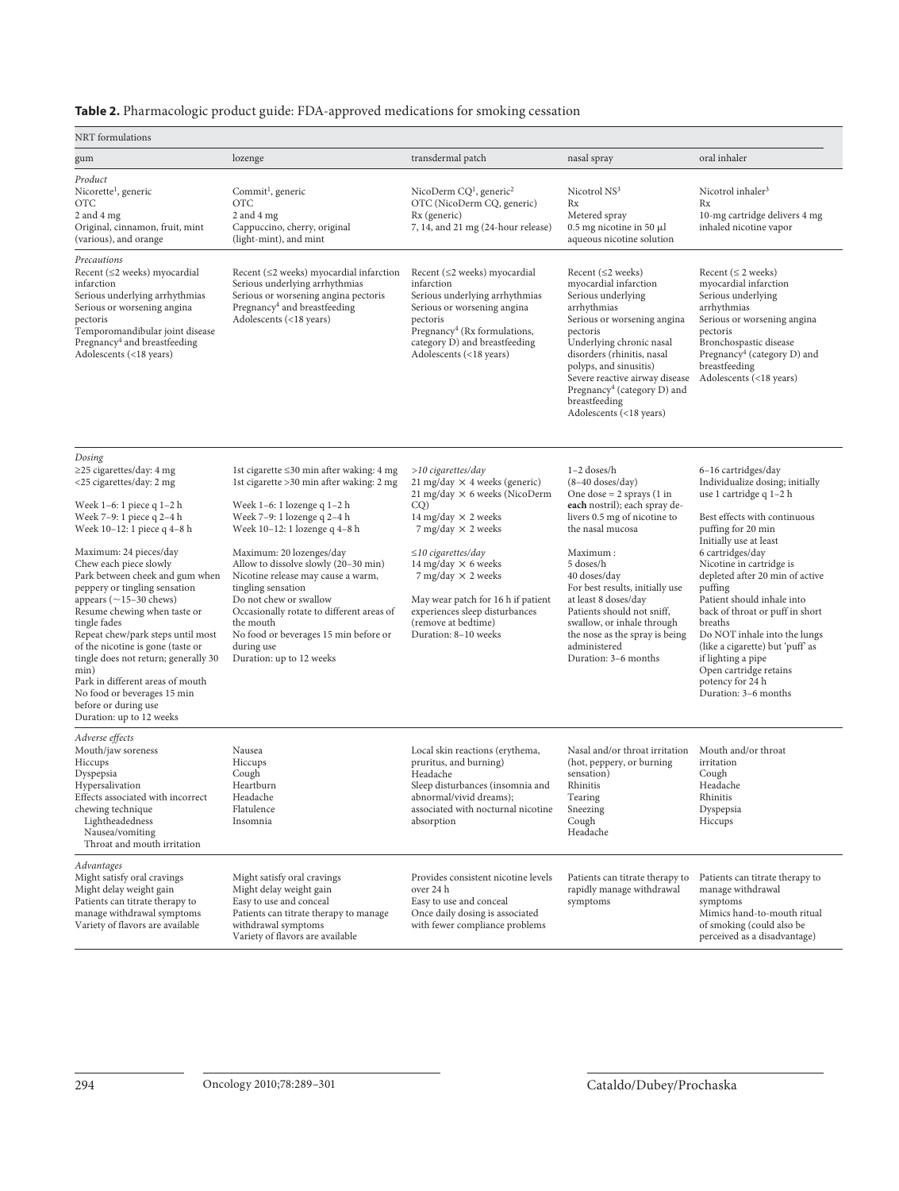**Table 2.** Pharmacologic product guide: FDA-approved medications for smoking cessation

| NRT formulations | | | | |
|---|---|---|---|---|
| gum | lozenge | transdermal patch | nasal spray | oral inhaler |
| *Product*<br>Nicorette[1], generic<br>OTC<br>2 and 4 mg<br>Original, cinnamon, fruit, mint (various), and orange | Commit[1], generic<br>OTC<br>2 and 4 mg<br>Cappuccino, cherry, original (light-mint), and mint | NicoDerm CQ[1], generic[2]<br>OTC (NicoDerm CQ, generic)<br>Rx (generic)<br>7, 14, and 21 mg (24-hour release) | Nicotrol NS[3]<br>Rx<br>Metered spray<br>0.5 mg nicotine in 50 µl aqueous nicotine solution | Nicotrol inhaler[3]<br>Rx<br>10-mg cartridge delivers 4 mg inhaled nicotine vapor |
| *Precautions*<br>Recent (≤2 weeks) myocardial infarction<br>Serious underlying arrhythmias<br>Serious or worsening angina pectoris<br>Temporomandibular joint disease<br>Pregnancy[4] and breastfeeding<br>Adolescents (<18 years) | Recent (≤2 weeks) myocardial infarction<br>Serious underlying arrhythmias<br>Serious or worsening angina pectoris<br>Pregnancy[4] and breastfeeding<br>Adolescents (<18 years) | Recent (≤2 weeks) myocardial infarction<br>Serious underlying arrhythmias<br>Serious or worsening angina pectoris<br>Pregnancy[4] (Rx formulations, category D) and breastfeeding<br>Adolescents (<18 years) | Recent (≤2 weeks) myocardial infarction<br>Serious underlying arrhythmias<br>Serious or worsening angina pectoris<br>Underlying chronic nasal disorders (rhinitis, nasal polyps, and sinusitis)<br>Severe reactive airway disease<br>Pregnancy[4] (category D) and breastfeeding<br>Adolescents (<18 years) | Recent (≤ 2 weeks) myocardial infarction<br>Serious underlying arrhythmias<br>Serious or worsening angina pectoris<br>Bronchospastic disease<br>Pregnancy[4] (category D) and breastfeeding<br>Adolescents (<18 years) |
| *Dosing*<br>≥25 cigarettes/day: 4 mg<br><25 cigarettes/day: 2 mg<br><br>Week 1–6: 1 piece q 1–2 h<br>Week 7–9: 1 piece q 2–4 h<br>Week 10–12: 1 piece q 4–8 h<br><br>Maximum: 24 pieces/day<br>Chew each piece slowly<br>Park between cheek and gum when peppery or tingling sensation appears (~15–30 chews)<br>Resume chewing when taste or tingle fades<br>Repeat chew/park steps until most of the nicotine is gone (taste or tingle does not return; generally 30 min)<br>Park in different areas of mouth<br>No food or beverages 15 min before or during use<br>Duration: up to 12 weeks | 1st cigarette ≤30 min after waking: 4 mg<br>1st cigarette >30 min after waking: 2 mg<br><br>Week 1–6: 1 lozenge q 1–2 h<br>Week 7–9: 1 lozenge q 2–4 h<br>Week 10–12: 1 lozenge q 4–8 h<br><br>Maximum: 20 lozenges/day<br>Allow to dissolve slowly (20–30 min)<br>Nicotine release may cause a warm, tingling sensation<br>Do not chew or swallow<br>Occasionally rotate to different areas of the mouth<br>No food or beverages 15 min before or during use<br>Duration: up to 12 weeks | *>10 cigarettes/day*<br>21 mg/day × 4 weeks (generic)<br>21 mg/day × 6 weeks (NicoDerm CQ)<br>14 mg/day × 2 weeks<br>7 mg/day × 2 weeks<br><br>*≤10 cigarettes/day*<br>14 mg/day × 6 weeks<br>7 mg/day × 2 weeks<br><br>May wear patch for 16 h if patient experiences sleep disturbances (remove at bedtime)<br>Duration: 8–10 weeks | 1–2 doses/h<br>(8–40 doses/day)<br>One dose = 2 sprays (1 in **each** nostril); each spray delivers 0.5 mg of nicotine to the nasal mucosa<br><br>Maximum :<br>5 doses/h<br>40 doses/day<br>For best results, initially use at least 8 doses/day<br>Patients should not sniff, swallow, or inhale through the nose as the spray is being administered<br>Duration: 3–6 months | 6–16 cartridges/day<br>Individualize dosing; initially use 1 cartridge q 1–2 h<br><br>Best effects with continuous puffing for 20 min<br>Initially use at least 6 cartridges/day<br>Nicotine in cartridge is depleted after 20 min of active puffing<br>Patient should inhale into back of throat or puff in short breaths<br>Do NOT inhale into the lungs (like a cigarette) but 'puff' as if lighting a pipe<br>Open cartridge retains potency for 24 h<br>Duration: 3–6 months |
| *Adverse effects*<br>Mouth/jaw soreness<br>Hiccups<br>Dyspepsia<br>Hypersalivation<br>Effects associated with incorrect chewing technique<br>Lightheadedness<br>Nausea/vomiting<br>Throat and mouth irritation | Nausea<br>Hiccups<br>Cough<br>Heartburn<br>Headache<br>Flatulence<br>Insomnia | Local skin reactions (erythema, pruritus, and burning)<br>Headache<br>Sleep disturbances (insomnia and abnormal/vivid dreams); associated with nocturnal nicotine absorption | Nasal and/or throat irritation (hot, peppery, or burning sensation)<br>Rhinitis<br>Tearing<br>Sneezing<br>Cough<br>Headache | Mouth and/or throat irritation<br>Cough<br>Headache<br>Rhinitis<br>Dyspepsia<br>Hiccups |
| *Advantages*<br>Might satisfy oral cravings<br>Might delay weight gain<br>Patients can titrate therapy to manage withdrawal symptoms<br>Variety of flavors are available | Might satisfy oral cravings<br>Might delay weight gain<br>Easy to use and conceal<br>Patients can titrate therapy to manage withdrawal symptoms<br>Variety of flavors are available | Provides consistent nicotine levels over 24 h<br>Easy to use and conceal<br>Once daily dosing is associated with fewer compliance problems | Patients can titrate therapy to rapidly manage withdrawal symptoms | Patients can titrate therapy to manage withdrawal symptoms<br>Mimics hand-to-mouth ritual of smoking (could also be perceived as a disadvantage) |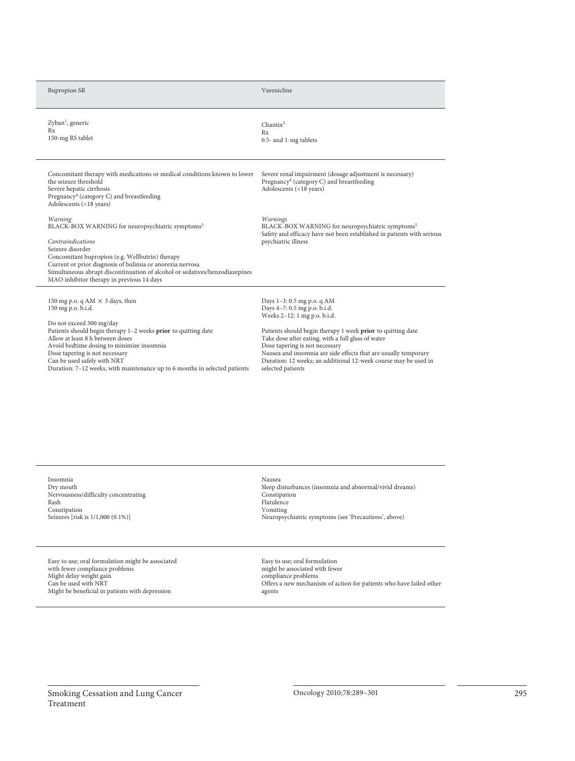| Bupropion SR | Varenicline |
|---|---|
| Zyban[1], generic<br>Rx<br>150-mg RS tablet | Chantix[3]<br>Rx<br>0.5- and 1-mg tablets |
| Concomitant therapy with medications or medical conditions known to lower the seizure threshold<br>Severe hepatic cirrhosis<br>Pregnancy[4] (category C) and breastfeeding<br>Adolescents (<18 years)<br><br>*Warning*<br>BLACK-BOX WARNING for neuropsychiatric symptoms[5]<br><br>*Contraindications*<br>Seizure disorder<br>Concomitant bupropion (e.g. Wellbutrin) therapy<br>Current or prior diagnosis of bulimia or anorexia nervosa<br>Simultaneous abrupt discontinuation of alcohol or sedatives/benzodiazepines<br>MAO inhibitor therapy in previous 14 days | Severe renal impairment (dosage adjustment is necessary)<br>Pregnancy[4] (category C) and breastfeeding<br>Adolescents (<18 years)<br><br>*Warnings*<br>BLACK-BOX WARNING for neuropsychiatric symptoms[5]<br>Safety and efficacy have not been established in patients with serious psychiatric illness |
| 150 mg p.o. q AM × 3 days, then<br>150 mg p.o. b.i.d.<br><br>Do not exceed 300 mg/day<br>Patients should begin therapy 1–2 weeks **prior** to quitting date<br>Allow at least 8 h between doses<br>Avoid bedtime dosing to minimize insomnia<br>Dose tapering is not necessary<br>Can be used safely with NRT<br>Duration: 7–12 weeks, with maintenance up to 6 months in selected patients | Days 1–3: 0.5 mg p.o. q AM<br>Days 4–7: 0.5 mg p.o. b.i.d.<br>Weeks 2–12: 1 mg p.o. b.i.d.<br><br>Patients should begin therapy 1 week **prior** to quitting date<br>Take dose after eating, with a full glass of water<br>Dose tapering is not necessary<br>Nausea and insomnia are side effects that are usually temporary<br>Duration: 12 weeks; an additional 12-week course may be used in selected patients |
| Insomnia<br>Dry mouth<br>Nervousness/difficulty concentrating<br>Rash<br>Constipation<br>Seizures [risk is 1/1,000 (0.1%)] | Nausea<br>Sleep disturbances (insomnia and abnormal/vivid dreams)<br>Constipation<br>Flatulence<br>Vomiting<br>Neuropsychiatric symptoms (see 'Precautions', above) |
| Easy to use; oral formulation might be associated with fewer compliance problems<br>Might delay weight gain<br>Can be used with NRT<br>Might be beneficial in patients with depression | Easy to use; oral formulation might be associated with fewer compliance problems<br>Offers a new mechanism of action for patients who have failed other agents |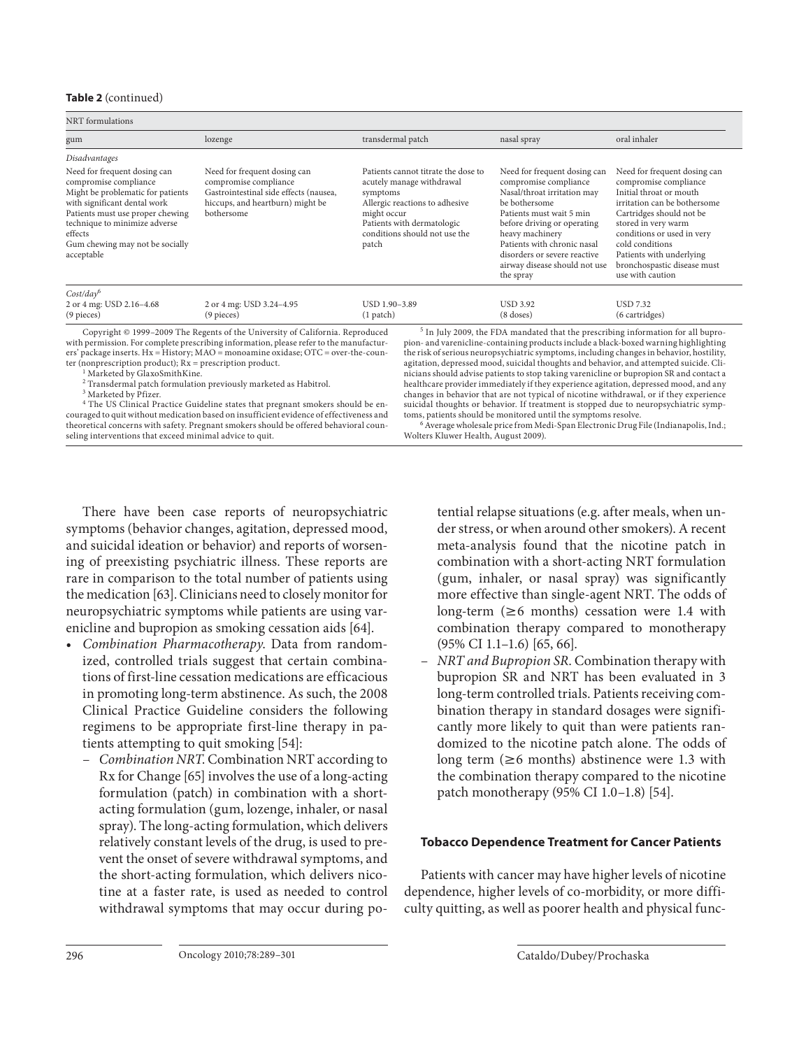**Table 2** (continued)

| NRT formulations | | | | |
|---|---|---|---|---|
| gum | lozenge | transdermal patch | nasal spray | oral inhaler |
| *Disadvantages* | | | | |
| Need for frequent dosing can compromise compliance<br>Might be problematic for patients with significant dental work<br>Patients must use proper chewing technique to minimize adverse effects<br>Gum chewing may not be socially acceptable | Need for frequent dosing can compromise compliance<br>Gastrointestinal side effects (nausea, hiccups, and heartburn) might be bothersome | Patients cannot titrate the dose to acutely manage withdrawal symptoms<br>Allergic reactions to adhesive might occur<br>Patients with dermatologic conditions should not use the patch | Need for frequent dosing can compromise compliance<br>Nasal/throat irritation may be bothersome<br>Patients must wait 5 min before driving or operating heavy machinery<br>Patients with chronic nasal disorders or severe reactive airway disease should not use the spray | Need for frequent dosing can compromise compliance<br>Initial throat or mouth irritation can be bothersome<br>Cartridges should not be stored in very warm conditions or used in very cold conditions<br>Patients with underlying bronchospastic disease must use with caution |
| *Cost/day*[6] | | | | |
| 2 or 4 mg: USD 2.16–4.68 (9 pieces) | 2 or 4 mg: USD 3.24–4.95 (9 pieces) | USD 1.90–3.89 (1 patch) | USD 3.92 (8 doses) | USD 7.32 (6 cartridges) |

Copyright © 1999–2009 The Regents of the University of California. Reproduced with permission. For complete prescribing information, please refer to the manufacturers' package inserts. Hx = History; MAO = monoamine oxidase; OTC = over-the-counter (nonprescription product); Rx = prescription product.

[1] Marketed by GlaxoSmithKine.

[2] Transdermal patch formulation previously marketed as Habitrol.

[3] Marketed by Pfizer.

[4] The US Clinical Practice Guideline states that pregnant smokers should be encouraged to quit without medication based on insufficient evidence of effectiveness and theoretical concerns with safety. Pregnant smokers should be offered behavioral counseling interventions that exceed minimal advice to quit.

[5] In July 2009, the FDA mandated that the prescribing information for all bupropion- and varenicline-containing products include a black-boxed warning highlighting the risk of serious neuropsychiatric symptoms, including changes in behavior, hostility, agitation, depressed mood, suicidal thoughts and behavior, and attempted suicide. Clinicians should advise patients to stop taking varenicline or bupropion SR and contact a healthcare provider immediately if they experience agitation, depressed mood, and any changes in behavior that are not typical of nicotine withdrawal, or if they experience suicidal thoughts or behavior. If treatment is stopped due to neuropsychiatric symptoms, patients should be monitored until the symptoms resolve.

[6] Average wholesale price from Medi-Span Electronic Drug File (Indianapolis, Ind.; Wolters Kluwer Health, August 2009).

There have been case reports of neuropsychiatric symptoms (behavior changes, agitation, depressed mood, and suicidal ideation or behavior) and reports of worsening of preexisting psychiatric illness. These reports are rare in comparison to the total number of patients using the medication [63]. Clinicians need to closely monitor for neuropsychiatric symptoms while patients are using varenicline and bupropion as smoking cessation aids [64].

- *Combination Pharmacotherapy*. Data from randomized, controlled trials suggest that certain combinations of first-line cessation medications are efficacious in promoting long-term abstinence. As such, the 2008 Clinical Practice Guideline considers the following regimens to be appropriate first-line therapy in patients attempting to quit smoking [54]:
  - *Combination NRT*. Combination NRT according to Rx for Change [65] involves the use of a long-acting formulation (patch) in combination with a short-acting formulation (gum, lozenge, inhaler, or nasal spray). The long-acting formulation, which delivers relatively constant levels of the drug, is used to prevent the onset of severe withdrawal symptoms, and the short-acting formulation, which delivers nicotine at a faster rate, is used as needed to control withdrawal symptoms that may occur during potential relapse situations (e.g. after meals, when under stress, or when around other smokers). A recent meta-analysis found that the nicotine patch in combination with a short-acting NRT formulation (gum, inhaler, or nasal spray) was significantly more effective than single-agent NRT. The odds of long-term ($\geq$6 months) cessation were 1.4 with combination therapy compared to monotherapy (95% CI 1.1–1.6) [65, 66].
  - *NRT and Bupropion SR*. Combination therapy with bupropion SR and NRT has been evaluated in 3 long-term controlled trials. Patients receiving combination therapy in standard dosages were significantly more likely to quit than were patients randomized to the nicotine patch alone. The odds of long term ($\geq$6 months) abstinence were 1.3 with the combination therapy compared to the nicotine patch monotherapy (95% CI 1.0–1.8) [54].

### Tobacco Dependence Treatment for Cancer Patients

Patients with cancer may have higher levels of nicotine dependence, higher levels of co-morbidity, or more difficulty quitting, as well as poorer health and physical func-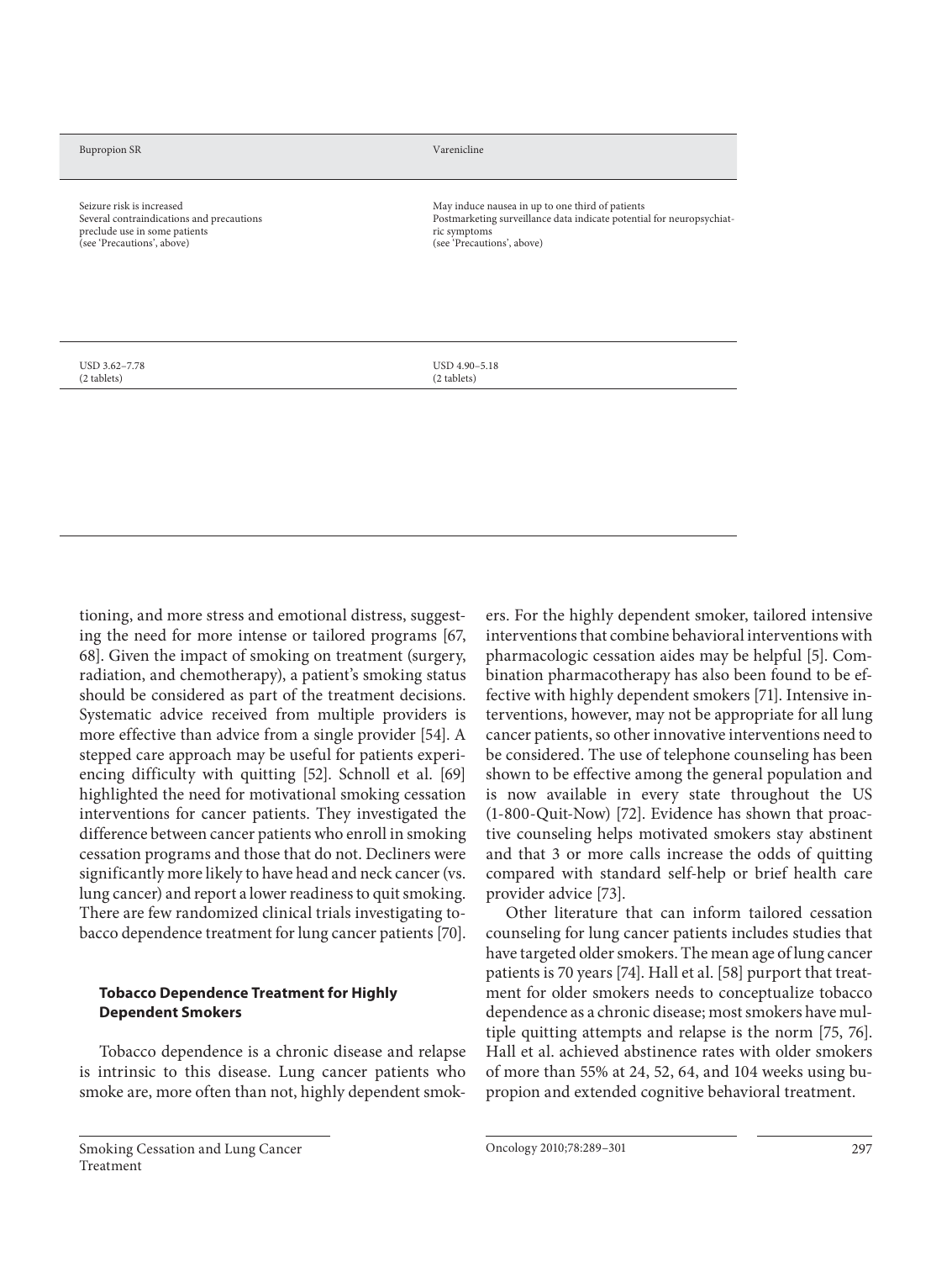| Bupropion SR | Varenicline |
| --- | --- |
| Seizure risk is increased<br>Several contraindications and precautions preclude use in some patients<br>(see 'Precautions', above) | May induce nausea in up to one third of patients<br>Postmarketing surveillance data indicate potential for neuropsychiatric symptoms<br>(see 'Precautions', above) |
| USD 3.62–7.78<br>(2 tablets) | USD 4.90–5.18<br>(2 tablets) |

tioning, and more stress and emotional distress, suggesting the need for more intense or tailored programs [67, 68]. Given the impact of smoking on treatment (surgery, radiation, and chemotherapy), a patient's smoking status should be considered as part of the treatment decisions. Systematic advice received from multiple providers is more effective than advice from a single provider [54]. A stepped care approach may be useful for patients experiencing difficulty with quitting [52]. Schnoll et al. [69] highlighted the need for motivational smoking cessation interventions for cancer patients. They investigated the difference between cancer patients who enroll in smoking cessation programs and those that do not. Decliners were significantly more likely to have head and neck cancer (vs. lung cancer) and report a lower readiness to quit smoking. There are few randomized clinical trials investigating tobacco dependence treatment for lung cancer patients [70].

### Tobacco Dependence Treatment for Highly Dependent Smokers

Tobacco dependence is a chronic disease and relapse is intrinsic to this disease. Lung cancer patients who smoke are, more often than not, highly dependent smokers. For the highly dependent smoker, tailored intensive interventions that combine behavioral interventions with pharmacologic cessation aides may be helpful [5]. Combination pharmacotherapy has also been found to be effective with highly dependent smokers [71]. Intensive interventions, however, may not be appropriate for all lung cancer patients, so other innovative interventions need to be considered. The use of telephone counseling has been shown to be effective among the general population and is now available in every state throughout the US (1-800-Quit-Now) [72]. Evidence has shown that proactive counseling helps motivated smokers stay abstinent and that 3 or more calls increase the odds of quitting compared with standard self-help or brief health care provider advice [73].

Other literature that can inform tailored cessation counseling for lung cancer patients includes studies that have targeted older smokers. The mean age of lung cancer patients is 70 years [74]. Hall et al. [58] purport that treatment for older smokers needs to conceptualize tobacco dependence as a chronic disease; most smokers have multiple quitting attempts and relapse is the norm [75, 76]. Hall et al. achieved abstinence rates with older smokers of more than 55% at 24, 52, 64, and 104 weeks using bupropion and extended cognitive behavioral treatment.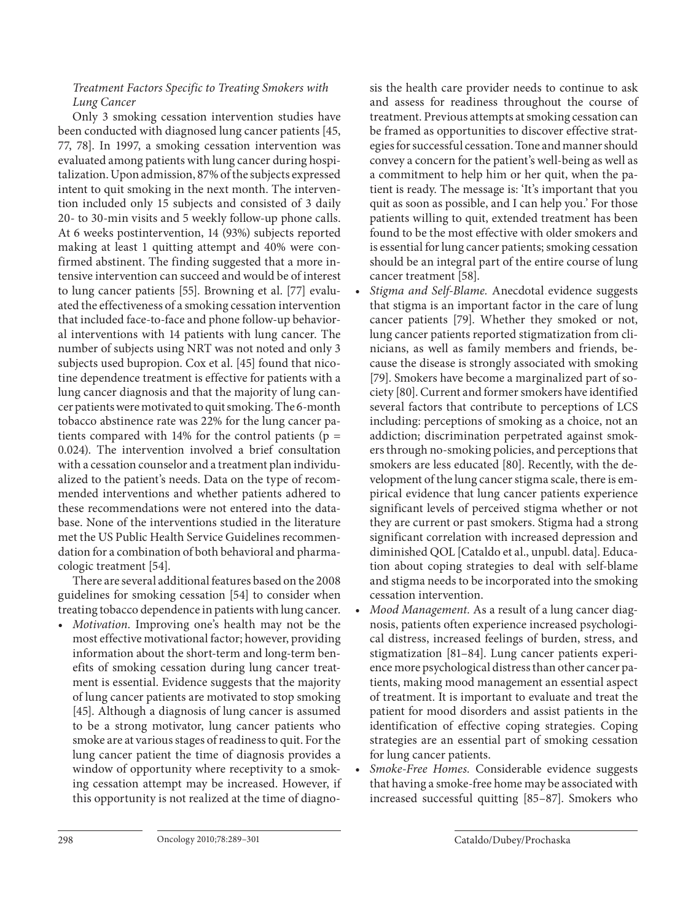*Treatment Factors Specific to Treating Smokers with Lung Cancer*

Only 3 smoking cessation intervention studies have been conducted with diagnosed lung cancer patients [45, 77, 78]. In 1997, a smoking cessation intervention was evaluated among patients with lung cancer during hospitalization. Upon admission, 87% of the subjects expressed intent to quit smoking in the next month. The intervention included only 15 subjects and consisted of 3 daily 20- to 30-min visits and 5 weekly follow-up phone calls. At 6 weeks postintervention, 14 (93%) subjects reported making at least 1 quitting attempt and 40% were confirmed abstinent. The finding suggested that a more intensive intervention can succeed and would be of interest to lung cancer patients [55]. Browning et al. [77] evaluated the effectiveness of a smoking cessation intervention that included face-to-face and phone follow-up behavioral interventions with 14 patients with lung cancer. The number of subjects using NRT was not noted and only 3 subjects used bupropion. Cox et al. [45] found that nicotine dependence treatment is effective for patients with a lung cancer diagnosis and that the majority of lung cancer patients were motivated to quit smoking. The 6-month tobacco abstinence rate was 22% for the lung cancer patients compared with 14% for the control patients ($p = 0.024$). The intervention involved a brief consultation with a cessation counselor and a treatment plan individualized to the patient's needs. Data on the type of recommended interventions and whether patients adhered to these recommendations were not entered into the database. None of the interventions studied in the literature met the US Public Health Service Guidelines recommendation for a combination of both behavioral and pharmacologic treatment [54].

There are several additional features based on the 2008 guidelines for smoking cessation [54] to consider when treating tobacco dependence in patients with lung cancer.

- *Motivation.* Improving one's health may not be the most effective motivational factor; however, providing information about the short-term and long-term benefits of smoking cessation during lung cancer treatment is essential. Evidence suggests that the majority of lung cancer patients are motivated to stop smoking [45]. Although a diagnosis of lung cancer is assumed to be a strong motivator, lung cancer patients who smoke are at various stages of readiness to quit. For the lung cancer patient the time of diagnosis provides a window of opportunity where receptivity to a smoking cessation attempt may be increased. However, if this opportunity is not realized at the time of diagnosis the health care provider needs to continue to ask and assess for readiness throughout the course of treatment. Previous attempts at smoking cessation can be framed as opportunities to discover effective strategies for successful cessation. Tone and manner should convey a concern for the patient's well-being as well as a commitment to help him or her quit, when the patient is ready. The message is: 'It's important that you quit as soon as possible, and I can help you.' For those patients willing to quit, extended treatment has been found to be the most effective with older smokers and is essential for lung cancer patients; smoking cessation should be an integral part of the entire course of lung cancer treatment [58].
- *Stigma and Self-Blame.* Anecdotal evidence suggests that stigma is an important factor in the care of lung cancer patients [79]. Whether they smoked or not, lung cancer patients reported stigmatization from clinicians, as well as family members and friends, because the disease is strongly associated with smoking [79]. Smokers have become a marginalized part of society [80]. Current and former smokers have identified several factors that contribute to perceptions of LCS including: perceptions of smoking as a choice, not an addiction; discrimination perpetrated against smokers through no-smoking policies, and perceptions that smokers are less educated [80]. Recently, with the development of the lung cancer stigma scale, there is empirical evidence that lung cancer patients experience significant levels of perceived stigma whether or not they are current or past smokers. Stigma had a strong significant correlation with increased depression and diminished QOL [Cataldo et al., unpubl. data]. Education about coping strategies to deal with self-blame and stigma needs to be incorporated into the smoking cessation intervention.
- *Mood Management.* As a result of a lung cancer diagnosis, patients often experience increased psychological distress, increased feelings of burden, stress, and stigmatization [81–84]. Lung cancer patients experience more psychological distress than other cancer patients, making mood management an essential aspect of treatment. It is important to evaluate and treat the patient for mood disorders and assist patients in the identification of effective coping strategies. Coping strategies are an essential part of smoking cessation for lung cancer patients.
- *Smoke-Free Homes.* Considerable evidence suggests that having a smoke-free home may be associated with increased successful quitting [85–87]. Smokers who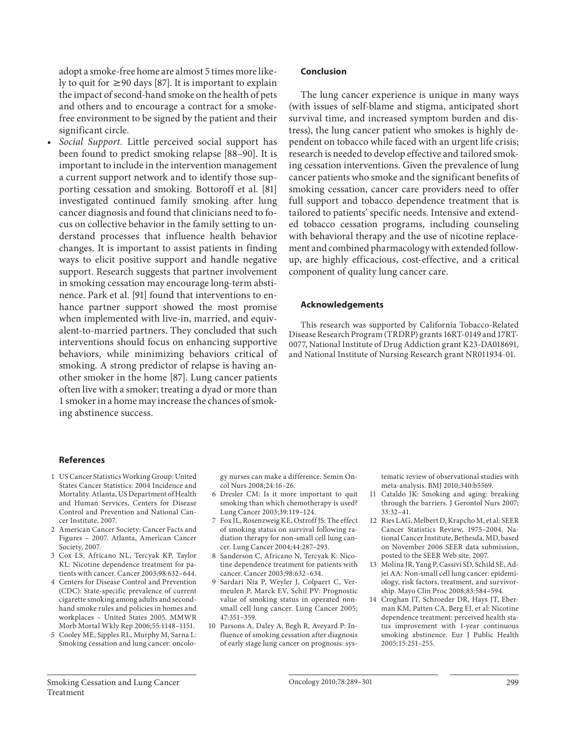adopt a smoke-free home are almost 5 times more likely to quit for ≥90 days [87]. It is important to explain the impact of second-hand smoke on the health of pets and others and to encourage a contract for a smoke-free environment to be signed by the patient and their significant circle.

- *Social Support.* Little perceived social support has been found to predict smoking relapse [88–90]. It is important to include in the intervention management a current support network and to identify those supporting cessation and smoking. Bottoroff et al. [81] investigated continued family smoking after lung cancer diagnosis and found that clinicians need to focus on collective behavior in the family setting to understand processes that influence health behavior changes. It is important to assist patients in finding ways to elicit positive support and handle negative support. Research suggests that partner involvement in smoking cessation may encourage long-term abstinence. Park et al. [91] found that interventions to enhance partner support showed the most promise when implemented with live-in, married, and equivalent-to-married partners. They concluded that such interventions should focus on enhancing supportive behaviors, while minimizing behaviors critical of smoking. A strong predictor of relapse is having another smoker in the home [87]. Lung cancer patients often live with a smoker; treating a dyad or more than 1 smoker in a home may increase the chances of smoking abstinence success.

## Conclusion

The lung cancer experience is unique in many ways (with issues of self-blame and stigma, anticipated short survival time, and increased symptom burden and distress), the lung cancer patient who smokes is highly dependent on tobacco while faced with an urgent life crisis; research is needed to develop effective and tailored smoking cessation interventions. Given the prevalence of lung cancer patients who smoke and the significant benefits of smoking cessation, cancer care providers need to offer full support and tobacco dependence treatment that is tailored to patients' specific needs. Intensive and extended tobacco cessation programs, including counseling with behavioral therapy and the use of nicotine replacement and combined pharmacology with extended follow-up, are highly efficacious, cost-effective, and a critical component of quality lung cancer care.

## Acknowledgements

This research was supported by California Tobacco-Related Disease Research Program (TRDRP) grants 16RT-0149 and 17RT-0077, National Institute of Drug Addiction grant K23-DA018691, and National Institute of Nursing Research grant NR011934-01.

## References

1. US Cancer Statistics Working Group: United States Cancer Statistics: 2004 Incidence and Mortality. Atlanta, US Department of Health and Human Services, Centers for Disease Control and Prevention and National Cancer Institute, 2007.
2. American Cancer Society: Cancer Facts and Figures – 2007. Atlanta, American Cancer Society, 2007.
3. Cox LS, Africano NL, Tercyak KP, Taylor KL: Nicotine dependence treatment for patients with cancer. Cancer 2003;98:632–644.
4. Centers for Disease Control and Prevention (CDC): State-specific prevalence of current cigarette smoking among adults and second-hand smoke rules and policies in homes and workplaces – United States 2005. MMWR Morb Mortal Wkly Rep 2006;55:1148–1151.
5. Cooley ME, Sipples RL, Murphy M, Sarna L: Smoking cessation and lung cancer: oncology nurses can make a difference. Semin Oncol Nurs 2008;24:16–26.
6. Dresler CM: Is it more important to quit smoking than which chemotherapy is used? Lung Cancer 2003;39:119–124.
7. Fox JL, Rosenzweig KE, Ostroff JS: The effect of smoking status on survival following radiation therapy for non-small cell lung cancer. Lung Cancer 2004;44:287–293.
8. Sanderson C, Africano N, Tercyak K: Nicotine dependence treatment for patients with cancer. Cancer 2003;98:632–634.
9. Sardari Nia P, Weyler J, Colpaert C, Vermeulen P, Marck EV, Schil PV: Prognostic value of smoking status in operated non-small cell lung cancer. Lung Cancer 2005; 47:351–359.
10. Parsons A, Daley A, Begh R, Aveyard P: Influence of smoking cessation after diagnosis of early stage lung cancer on prognosis: systematic review of observational studies with meta-analysis. BMJ 2010;340:b5569.
11. Cataldo JK: Smoking and aging: breaking through the barriers. J Gerontol Nurs 2007; 33:32–41.
12. Ries LAG, Melbert D, Krapcho M, et al: SEER Cancer Statistics Review, 1975–2004, National Cancer Institute, Bethesda, MD, based on November 2006 SEER data submission, posted to the SEER Web site, 2007.
13. Molina JR, Yang P, Cassivi SD, Schild SE, Adjei AA: Non-small cell lung cancer: epidemiology, risk factors, treatment, and survivorship. Mayo Clin Proc 2008;83:584–594.
14. Croghan IT, Schroeder DR, Hays JT, Eberman KM, Patten CA, Berg EJ, et al: Nicotine dependence treatment: perceived health status improvement with 1-year continuous smoking abstinence. Eur J Public Health 2005;15:251–255.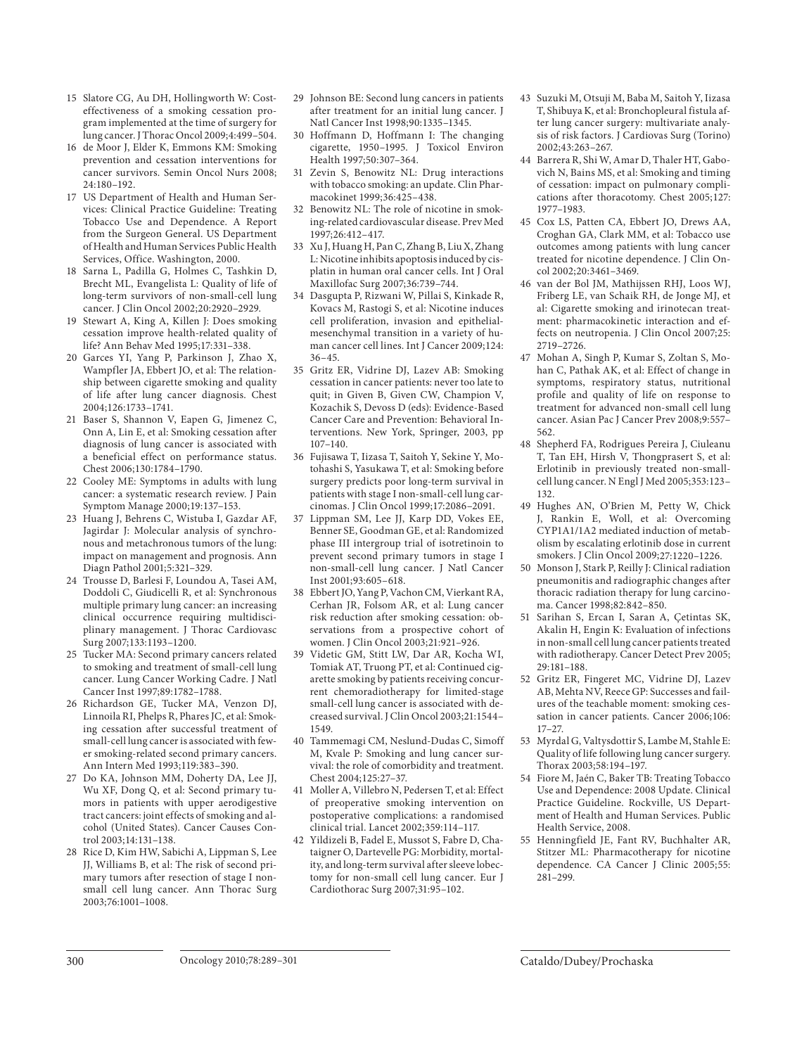15 Slatore CG, Au DH, Hollingworth W: Cost-effectiveness of a smoking cessation program implemented at the time of surgery for lung cancer. J Thorac Oncol 2009;4:499–504.

16 de Moor J, Elder K, Emmons KM: Smoking prevention and cessation interventions for cancer survivors. Semin Oncol Nurs 2008;24:180–192.

17 US Department of Health and Human Services: Clinical Practice Guideline: Treating Tobacco Use and Dependence. A Report from the Surgeon General. US Department of Health and Human Services Public Health Services, Office. Washington, 2000.

18 Sarna L, Padilla G, Holmes C, Tashkin D, Brecht ML, Evangelista L: Quality of life of long-term survivors of non-small-cell lung cancer. J Clin Oncol 2002;20:2920–2929.

19 Stewart A, King A, Killen J: Does smoking cessation improve health-related quality of life? Ann Behav Med 1995;17:331–338.

20 Garces YI, Yang P, Parkinson J, Zhao X, Wampfler JA, Ebbert JO, et al: The relationship between cigarette smoking and quality of life after lung cancer diagnosis. Chest 2004;126:1733–1741.

21 Baser S, Shannon V, Eapen G, Jimenez C, Onn A, Lin E, et al: Smoking cessation after diagnosis of lung cancer is associated with a beneficial effect on performance status. Chest 2006;130:1784–1790.

22 Cooley ME: Symptoms in adults with lung cancer: a systematic research review. J Pain Symptom Manage 2000;19:137–153.

23 Huang J, Behrens C, Wistuba I, Gazdar AF, Jagirdar J: Molecular analysis of synchronous and metachronous tumors of the lung: impact on management and prognosis. Ann Diagn Pathol 2001;5:321–329.

24 Trousse D, Barlesi F, Loundou A, Tasei AM, Doddoli C, Giudicelli R, et al: Synchronous multiple primary lung cancer: an increasing clinical occurrence requiring multidisciplinary management. J Thorac Cardiovasc Surg 2007;133:1193–1200.

25 Tucker MA: Second primary cancers related to smoking and treatment of small-cell lung cancer. Lung Cancer Working Cadre. J Natl Cancer Inst 1997;89:1782–1788.

26 Richardson GE, Tucker MA, Venzon DJ, Linnoila RI, Phelps R, Phares JC, et al: Smoking cessation after successful treatment of small-cell lung cancer is associated with fewer smoking-related second primary cancers. Ann Intern Med 1993;119:383–390.

27 Do KA, Johnson MM, Doherty DA, Lee JJ, Wu XF, Dong Q, et al: Second primary tumors in patients with upper aerodigestive tract cancers: joint effects of smoking and alcohol (United States). Cancer Causes Control 2003;14:131–138.

28 Rice D, Kim HW, Sabichi A, Lippman S, Lee JJ, Williams B, et al: The risk of second primary tumors after resection of stage I non-small cell lung cancer. Ann Thorac Surg 2003;76:1001–1008.

29 Johnson BE: Second lung cancers in patients after treatment for an initial lung cancer. J Natl Cancer Inst 1998;90:1335–1345.

30 Hoffmann D, Hoffmann I: The changing cigarette, 1950–1995. J Toxicol Environ Health 1997;50:307–364.

31 Zevin S, Benowitz NL: Drug interactions with tobacco smoking: an update. Clin Pharmacokinet 1999;36:425–438.

32 Benowitz NL: The role of nicotine in smoking-related cardiovascular disease. Prev Med 1997;26:412–417.

33 Xu J, Huang H, Pan C, Zhang B, Liu X, Zhang L: Nicotine inhibits apoptosis induced by cisplatin in human oral cancer cells. Int J Oral Maxillofac Surg 2007;36:739–744.

34 Dasgupta P, Rizwani W, Pillai S, Kinkade R, Kovacs M, Rastogi S, et al: Nicotine induces cell proliferation, invasion and epithelial-mesenchymal transition in a variety of human cancer cell lines. Int J Cancer 2009;124:36–45.

35 Gritz ER, Vidrine DJ, Lazev AB: Smoking cessation in cancer patients: never too late to quit; in Given B, Given CW, Champion V, Kozachik S, Devoss D (eds): Evidence-Based Cancer Care and Prevention: Behavioral Interventions. New York, Springer, 2003, pp 107–140.

36 Fujisawa T, Iizasa T, Saitoh Y, Sekine Y, Motohashi S, Yasukawa T, et al: Smoking before surgery predicts poor long-term survival in patients with stage I non-small-cell lung carcinomas. J Clin Oncol 1999;17:2086–2091.

37 Lippman SM, Lee JJ, Karp DD, Vokes EE, Benner SE, Goodman GE, et al: Randomized phase III intergroup trial of isotretinoin to prevent second primary tumors in stage I non-small-cell lung cancer. J Natl Cancer Inst 2001;93:605–618.

38 Ebbert JO, Yang P, Vachon CM, Vierkant RA, Cerhan JR, Folsom AR, et al: Lung cancer risk reduction after smoking cessation: observations from a prospective cohort of women. J Clin Oncol 2003;21:921–926.

39 Videtic GM, Stitt LW, Dar AR, Kocha WI, Tomiak AT, Truong PT, et al: Continued cigarette smoking by patients receiving concurrent chemoradiotherapy for limited-stage small-cell lung cancer is associated with decreased survival. J Clin Oncol 2003;21:1544–1549.

40 Tammemagi CM, Neslund-Dudas C, Simoff M, Kvale P: Smoking and lung cancer survival: the role of comorbidity and treatment. Chest 2004;125:27–37.

41 Moller A, Villebro N, Pedersen T, et al: Effect of preoperative smoking intervention on postoperative complications: a randomised clinical trial. Lancet 2002;359:114–117.

42 Yildizeli B, Fadel E, Mussot S, Fabre D, Chataigner O, Dartevelle PG: Morbidity, mortality, and long-term survival after sleeve lobectomy for non-small cell lung cancer. Eur J Cardiothorac Surg 2007;31:95–102.

43 Suzuki M, Otsuji M, Baba M, Saitoh Y, Iizasa T, Shibuya K, et al: Bronchopleural fistula after lung cancer surgery: multivariate analysis of risk factors. J Cardiovas Surg (Torino) 2002;43:263–267.

44 Barrera R, Shi W, Amar D, Thaler HT, Gabovich N, Bains MS, et al: Smoking and timing of cessation: impact on pulmonary complications after thoracotomy. Chest 2005;127:1977–1983.

45 Cox LS, Patten CA, Ebbert JO, Drews AA, Croghan GA, Clark MM, et al: Tobacco use outcomes among patients with lung cancer treated for nicotine dependence. J Clin Oncol 2002;20:3461–3469.

46 van der Bol JM, Mathijssen RHJ, Loos WJ, Friberg LE, van Schaik RH, de Jonge MJ, et al: Cigarette smoking and irinotecan treatment: pharmacokinetic interaction and effects on neutropenia. J Clin Oncol 2007;25:2719–2726.

47 Mohan A, Singh P, Kumar S, Zoltan S, Mohan C, Pathak AK, et al: Effect of change in symptoms, respiratory status, nutritional profile and quality of life on response to treatment for advanced non-small cell lung cancer. Asian Pac J Cancer Prev 2008;9:557–562.

48 Shepherd FA, Rodrigues Pereira J, Ciuleanu T, Tan EH, Hirsh V, Thongprasert S, et al: Erlotinib in previously treated non-small-cell lung cancer. N Engl J Med 2005;353:123–132.

49 Hughes AN, O'Brien M, Petty W, Chick J, Rankin E, Woll, et al: Overcoming CYP1A1/1A2 mediated induction of metabolism by escalating erlotinib dose in current smokers. J Clin Oncol 2009;27:1220–1226.

50 Monson J, Stark P, Reilly J: Clinical radiation pneumonitis and radiographic changes after thoracic radiation therapy for lung carcinoma. Cancer 1998;82:842–850.

51 Sarihan S, Ercan I, Saran A, Çetintas SK, Akalin H, Engin K: Evaluation of infections in non-small cell lung cancer patients treated with radiotherapy. Cancer Detect Prev 2005;29:181–188.

52 Gritz ER, Fingeret MC, Vidrine DJ, Lazev AB, Mehta NV, Reece GP: Successes and failures of the teachable moment: smoking cessation in cancer patients. Cancer 2006;106:17–27.

53 Myrdal G, Valtysdottir S, Lambe M, Stahle E: Quality of life following lung cancer surgery. Thorax 2003;58:194–197.

54 Fiore M, Jaén C, Baker TB: Treating Tobacco Use and Dependence: 2008 Update. Clinical Practice Guideline. Rockville, US Department of Health and Human Services. Public Health Service, 2008.

55 Henningfield JE, Fant RV, Buchhalter AR, Stitzer ML: Pharmacotherapy for nicotine dependence. CA Cancer J Clinic 2005;55:281–299.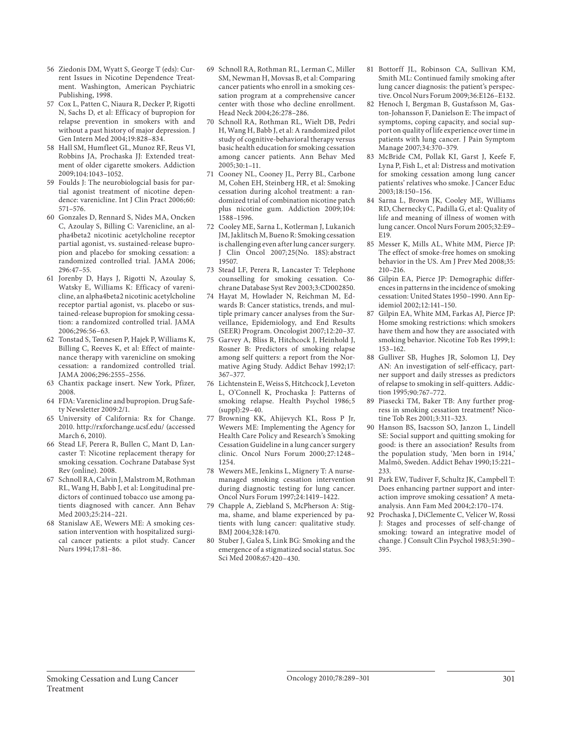56 Ziedonis DM, Wyatt S, George T (eds): Current Issues in Nicotine Dependence Treatment. Washington, American Psychiatric Publishing, 1998.

57 Cox L, Patten C, Niaura R, Decker P, Rigotti N, Sachs D, et al: Efficacy of bupropion for relapse prevention in smokers with and without a past history of major depression. J Gen Intern Med 2004;19:828–834.

58 Hall SM, Humfleet GL, Munoz RF, Reus VI, Robbins JA, Prochaska JJ: Extended treatment of older cigarette smokers. Addiction 2009;104:1043–1052.

59 Foulds J: The neurobiologcial basis for partial agonist treatment of nicotine dependence: varenicline. Int J Clin Pract 2006;60: 571–576.

60 Gonzales D, Rennard S, Nides MA, Oncken C, Azoulay S, Billing C: Varenicline, an alpha4beta2 nicotinic acetylcholine receptor partial agonist, vs. sustained-release bupropion and placebo for smoking cessation: a randomized controlled trial. JAMA 2006; 296:47–55.

61 Jorenby D, Hays J, Rigotti N, Azoulay S, Watsky E, Williams K: Efficacy of varenicline, an alpha4beta2 nicotinic acetylcholine receptor partial agonist, vs. placebo or sustained-release bupropion for smoking cessation: a randomized controlled trial. JAMA 2006;296:56–63.

62 Tonstad S, Tønnesen P, Hajek P, Williams K, Billing C, Reeves K, et al: Effect of maintenance therapy with varenicline on smoking cessation: a randomized controlled trial. JAMA 2006;296:2555–2556.

63 Chantix package insert. New York, Pfizer, 2008.

64 FDA: Varenicline and bupropion. Drug Safety Newsletter 2009:2/1.

65 University of California: Rx for Change. 2010. http://rxforchange.ucsf.edu/ (accessed March 6, 2010).

66 Stead LF, Perera R, Bullen C, Mant D, Lancaster T: Nicotine replacement therapy for smoking cessation. Cochrane Database Syst Rev (online). 2008.

67 Schnoll RA, Calvin J, Malstrom M, Rothman RL, Wang H, Babb J, et al: Longitudinal predictors of continued tobacco use among patients diagnosed with cancer. Ann Behav Med 2003;25:214–221.

68 Stanislaw AE, Wewers ME: A smoking cessation intervention with hospitalized surgical cancer patients: a pilot study. Cancer Nurs 1994;17:81–86.

69 Schnoll RA, Rothman RL, Lerman C, Miller SM, Newman H, Movsas B, et al: Comparing cancer patients who enroll in a smoking cessation program at a comprehensive cancer center with those who decline enrollment. Head Neck 2004;26:278–286.

70 Schnoll RA, Rothman RL, Wielt DB, Pedri H, Wang H, Babb J, et al: A randomized pilot study of cognitive-behavioral therapy versus basic health education for smoking cessation among cancer patients. Ann Behav Med 2005;30:1–11.

71 Cooney NL, Cooney JL, Perry BL, Carbone M, Cohen EH, Steinberg HR, et al: Smoking cessation during alcohol treatment: a randomized trial of combination nicotine patch plus nicotine gum. Addiction 2009;104: 1588–1596.

72 Cooley ME, Sarna L, Kotlerman J, Lukanich JM, Jaklitsch M, Bueno R: Smoking cessation is challenging even after lung cancer surgery. J Clin Oncol 2007;25(No. 18S):abstract 19507.

73 Stead LF, Perera R, Lancaster T: Telephone counselling for smoking cessation. Cochrane Database Syst Rev 2003;3:CD002850.

74 Hayat M, Howlader N, Reichman M, Edwards B: Cancer statistics, trends, and multiple primary cancer analyses from the Surveillance, Epidemiology, and End Results (SEER) Program. Oncologist 2007;12:20–37.

75 Garvey A, Bliss R, Hitchcock J, Heinhold J, Rosner B: Predictors of smoking relapse among self quitters: a report from the Normative Aging Study. Addict Behav 1992;17: 367–377.

76 Lichtenstein E, Weiss S, Hitchcock J, Leveton L, O'Connell K, Prochaska J: Patterns of smoking relapse. Health Psychol 1986;5 (suppl):29–40.

77 Browning KK, Ahijevych KL, Ross P Jr, Wewers ME: Implementing the Agency for Health Care Policy and Research's Smoking Cessation Guideline in a lung cancer surgery clinic. Oncol Nurs Forum 2000;27:1248–1254.

78 Wewers ME, Jenkins L, Mignery T: A nurse-managed smoking cessation intervention during diagnostic testing for lung cancer. Oncol Nurs Forum 1997;24:1419–1422.

79 Chapple A, Ziebland S, McPherson A: Stigma, shame, and blame experienced by patients with lung cancer: qualitative study. BMJ 2004;328:1470.

80 Stuber J, Galea S, Link BG: Smoking and the emergence of a stigmatized social status. Soc Sci Med 2008;67:420–430.

81 Bottorff JL, Robinson CA, Sullivan KM, Smith ML: Continued family smoking after lung cancer diagnosis: the patient's perspective. Oncol Nurs Forum 2009;36:E126–E132.

82 Henoch I, Bergman B, Gustafsson M, Gaston-Johansson F, Danielson E: The impact of symptoms, coping capacity, and social support on quality of life experience over time in patients with lung cancer. J Pain Symptom Manage 2007;34:370–379.

83 McBride CM, Pollak KI, Garst J, Keefe F, Lyna P, Fish L, et al: Distress and motivation for smoking cessation among lung cancer patients' relatives who smoke. J Cancer Educ 2003;18:150–156.

84 Sarna L, Brown JK, Cooley ME, Williams RD, Chernecky C, Padilla G, et al: Quality of life and meaning of illness of women with lung cancer. Oncol Nurs Forum 2005;32:E9–E19.

85 Messer K, Mills AL, White MM, Pierce JP: The effect of smoke-free homes on smoking behavior in the US. Am J Prev Med 2008;35: 210–216.

86 Gilpin EA, Pierce JP: Demographic differences in patterns in the incidence of smoking cessation: United States 1950–1990. Ann Epidemiol 2002;12:141–150.

87 Gilpin EA, White MM, Farkas AJ, Pierce JP: Home smoking restrictions: which smokers have them and how they are associated with smoking behavior. Nicotine Tob Res 1999;1: 153–162.

88 Gulliver SB, Hughes JR, Solomon LJ, Dey AN: An investigation of self-efficacy, partner support and daily stresses as predictors of relapse to smoking in self-quitters. Addiction 1995;90:767–772.

89 Piasecki TM, Baker TB: Any further progress in smoking cessation treatment? Nicotine Tob Res 2001;3:311–323.

90 Hanson BS, Isacsson SO, Janzon L, Lindell SE: Social support and quitting smoking for good: is there an association? Results from the population study, 'Men born in 1914,' Malmö, Sweden. Addict Behav 1990;15:221–233.

91 Park EW, Tudiver F, Schultz JK, Campbell T: Does enhancing partner support and interaction improve smoking cessation? A meta-analysis. Ann Fam Med 2004;2:170–174.

92 Prochaska J, DiClemente C, Velicer W, Rossi J: Stages and processes of self-change of smoking: toward an integrative model of change. J Consult Clin Psychol 1983;51:390–395.